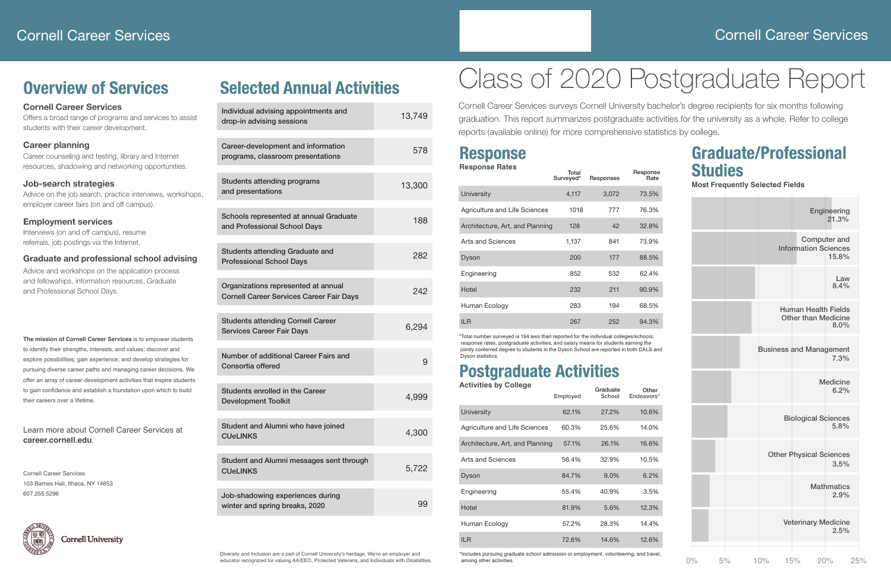# Cornell Career Services

## Overview of Services

### Cornell Career Services
Offers a broad range of programs and services to assist students with their career development.

### Career planning
Career counseling and testing, library and Internet resources, shadowing and networking opportunities.

### Job-search strategies
Advice on the job search, practice interviews, workshops, employer career fairs (on and off campus).

### Employment services
Interviews (on and off campus), resume referrals, job postings via the Internet.

### Graduate and professional school advising
Advice and workshops on the application process and fellowships, information resources, Graduate and Professional School Days.

**The mission of Cornell Career Services** is to empower students to identify their strengths, interests, and values; discover and explore possibilities; gain experience; and develop strategies for pursuing diverse career paths and managing career decisions. We offer an array of career-development activities that inspire students to gain confidence and establish a foundation upon which to build their careers over a lifetime.

Learn more about Cornell Career Services at **career.cornell.edu**.

Cornell Career Services
103 Barnes Hall, Ithaca, NY 14853
607.255.5296

Cornell University

## Selected Annual Activities

| Activity | Number |
|---|---|
| Individual advising appointments and drop-in advising sessions | 13,749 |
| Career-development and information programs, classroom presentations | 578 |
| Students attending programs and presentations | 13,300 |
| Schools represented at annual Graduate and Professional School Days | 188 |
| Students attending Graduate and Professional School Days | 282 |
| Organizations represented at annual Cornell Career Services Career Fair Days | 242 |
| Students attending Cornell Career Services Career Fair Days | 6,294 |
| Number of additional Career Fairs and Consortia offered | 9 |
| Students enrolled in the Career Development Toolkit | 4,999 |
| Student and Alumni who have joined CUeLINKS | 4,300 |
| Student and Alumni messages sent through CUeLINKS | 5,722 |
| Job-shadowing experiences during winter and spring breaks, 2020 | 99 |

Diversity and Inclusion are a part of Cornell University's heritage. We're an employer and educator recognized for valuing AA/EEO, Protected Veterans, and Individuals with Disabilities.

# Class of 2020 Postgraduate Report

Cornell Career Services surveys Cornell University bachelor's degree recipients for six months following graduation. This report summarizes postgraduate activities for the university as a whole. Refer to college reports (available online) for more comprehensive statistics by college.

## Response

**Response Rates**

| | Total Surveyed* | Responses | Response Rate |
|---|---|---|---|
| University | 4,117 | 3,072 | 73.5% |
| Agriculture and Life Sciences | 1018 | 777 | 76.3% |
| Architecture, Art, and Planning | 128 | 42 | 32.8% |
| Arts and Sciences | 1,137 | 841 | 73.9% |
| Dyson | 200 | 177 | 88.5% |
| Engineering | 852 | 532 | 62.4% |
| Hotel | 232 | 211 | 90.9% |
| Human Ecology | 283 | 194 | 68.5% |
| ILR | 267 | 252 | 94.3% |

*Total number surveyed is 194 less than reported for the individual colleges/schools; response rates, postgraduate activities, and salary means for students earning the jointly conferred degree to students in the Dyson School are reported in both CALS and Dyson statistics.

## Postgraduate Activities

**Activities by College**

| | Employed | Graduate School | Other Endeavors* |
|---|---|---|---|
| University | 62.1% | 27.2% | 10.6% |
| Agriculture and Life Sciences | 60.3% | 25.6% | 14.0% |
| Architecture, Art, and Planning | 57.1% | 26.1% | 16.6% |
| Arts and Sciences | 56.4% | 32.9% | 10.5% |
| Dyson | 84.7% | 9.0% | 6.2% |
| Engineering | 55.4% | 40.9% | 3.5% |
| Hotel | 81.9% | 5.6% | 12.3% |
| Human Ecology | 57.2% | 28.3% | 14.4% |
| ILR | 72.6% | 14.6% | 12.6% |

*Includes pursuing graduate school admission or employment, volunteering, and travel, among other activities.

## Graduate/Professional Studies

**Most Frequently Selected Fields**

| Field | Percent |
|---|---|
| Engineering | 21.3% |
| Computer and Information Sciences | 15.8% |
| Law | 8.4% |
| Human Health Fields Other than Medicine | 8.0% |
| Business and Management | 7.3% |
| Medicine | 6.2% |
| Biological Sciences | 5.8% |
| Other Physical Sciences | 3.5% |
| Mathmatics | 2.9% |
| Veterinary Medicine | 2.5% |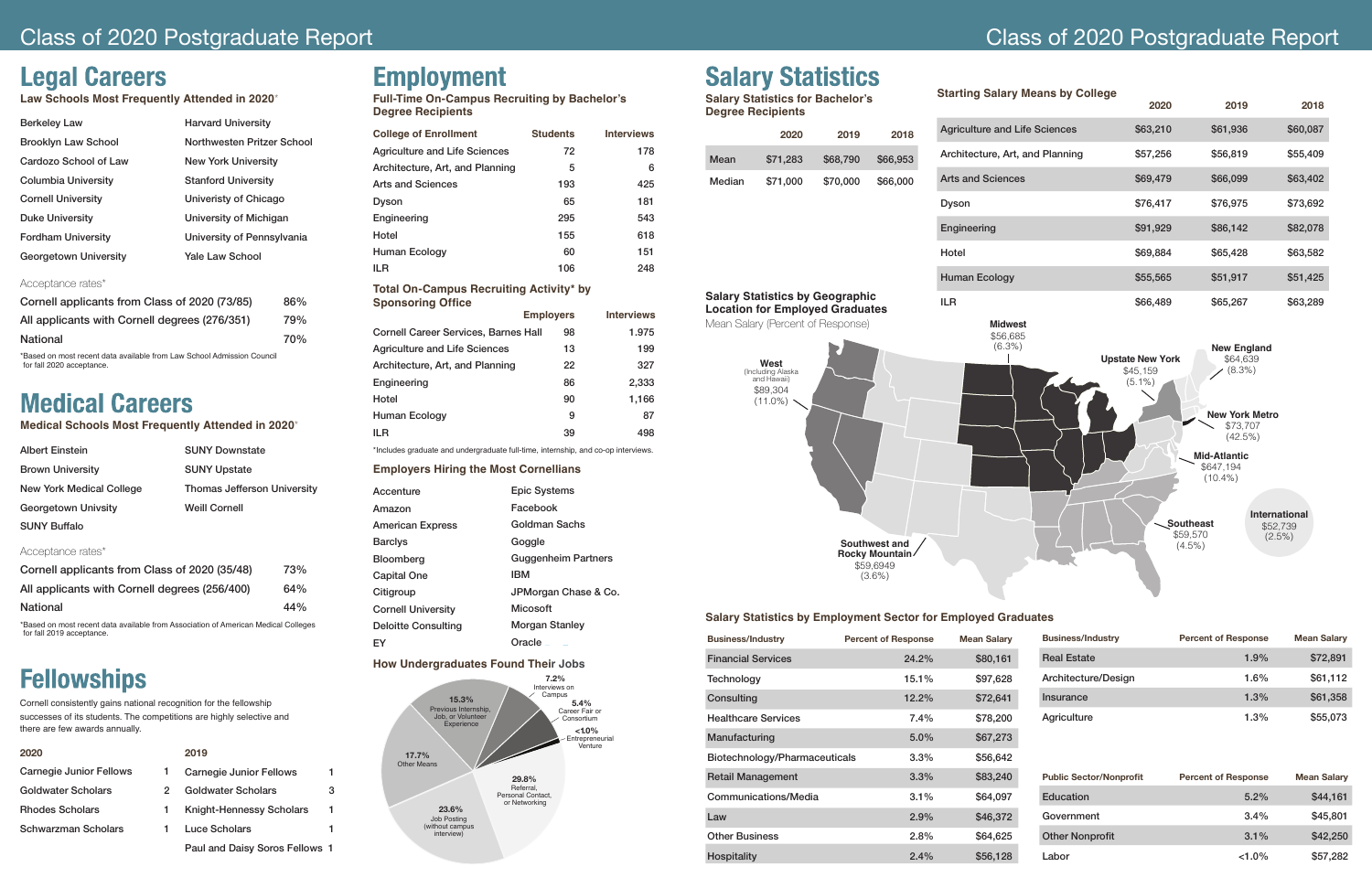# Class of 2020 Postgraduate Report

## Legal Careers

**Law Schools Most Frequently Attended in 2020***

| | |
|---|---|
| Berkeley Law | Harvard University |
| Brooklyn Law School | Northwesten Pritzer School |
| Cardozo School of Law | New York University |
| Columbia University | Stanford University |
| Cornell University | Univeristy of Chicago |
| Duke University | University of Michigan |
| Fordham University | University of Pennsylvania |
| Georgetown University | Yale Law School |

Acceptance rates*

| | |
|---|---|
| Cornell applicants from Class of 2020 (73/85) | 86% |
| All applicants with Cornell degrees (276/351) | 79% |
| National | 70% |

*Based on most recent data available from Law School Admission Council for fall 2020 acceptance.

## Medical Careers

**Medical Schools Most Frequently Attended in 2020***

| | |
|---|---|
| Albert Einstein | SUNY Downstate |
| Brown University | SUNY Upstate |
| New York Medical College | Thomas Jefferson University |
| Georgetown Univsity | Weill Cornell |
| SUNY Buffalo | |

Acceptance rates*

| | |
|---|---|
| Cornell applicants from Class of 2020 (35/48) | 73% |
| All applicants with Cornell degrees (256/400) | 64% |
| National | 44% |

*Based on most recent data available from Association of American Medical Colleges for fall 2019 acceptance.

## Fellowships

Cornell consistently gains national recognition for the fellowship successes of its students. The competitions are highly selective and there are few awards annually.

| 2020 | | 2019 | |
|---|---|---|---|
| Carnegie Junior Fellows | 1 | Carnegie Junior Fellows | 1 |
| Goldwater Scholars | 2 | Goldwater Scholars | 3 |
| Rhodes Scholars | 1 | Knight-Hennessy Scholars | 1 |
| Schwarzman Scholars | 1 | Luce Scholars | 1 |
| | | Paul and Daisy Soros Fellows | 1 |

## Employment

**Full-Time On-Campus Recruiting by Bachelor's Degree Recipients**

| College of Enrollment | Students | Interviews |
|---|---|---|
| Agriculture and Life Sciences | 72 | 178 |
| Architecture, Art, and Planning | 5 | 6 |
| Arts and Sciences | 193 | 425 |
| Dyson | 65 | 181 |
| Engineering | 295 | 543 |
| Hotel | 155 | 618 |
| Human Ecology | 60 | 151 |
| ILR | 106 | 248 |

**Total On-Campus Recruiting Activity* by Sponsoring Office**

| | Employers | Interviews |
|---|---|---|
| Cornell Career Services, Barnes Hall | 98 | 1.975 |
| Agriculture and Life Sciences | 13 | 199 |
| Architecture, Art, and Planning | 22 | 327 |
| Engineering | 86 | 2,333 |
| Hotel | 90 | 1,166 |
| Human Ecology | 9 | 87 |
| ILR | 39 | 498 |

*Includes graduate and undergraduate full-time, internship, and co-op interviews.

**Employers Hiring the Most Cornellians**

| | |
|---|---|
| Accenture | Epic Systems |
| Amazon | Facebook |
| American Express | Goldman Sachs |
| Barclys | Goggle |
| Bloomberg | Guggenheim Partners |
| Capital One | IBM |
| Citigroup | JPMorgan Chase & Co. |
| Cornell University | Micosoft |
| Deloitte Consulting | Morgan Stanley |
| EY | Oracle |

**How Undergraduates Found Their Jobs**

7.2% Interviews on Campus
5.4% Career Fair or Consortium
<1.0% Entrepreneurial Venture
29.8% Referral, Personal Contact, or Networking
23.6% Job Posting (without campus interview)
17.7% Other Means
15.3% Previous Internship, Job, or Volunteer Experience

## Salary Statistics

**Salary Statistics for Bachelor's Degree Recipients**

| | 2020 | 2019 | 2018 |
|---|---|---|---|
| Mean | $71,283 | $68,790 | $66,953 |
| Median | $71,000 | $70,000 | $66,000 |

**Starting Salary Means by College**

| | 2020 | 2019 | 2018 |
|---|---|---|---|
| Agriculture and Life Sciences | $63,210 | $61,936 | $60,087 |
| Architecture, Art, and Planning | $57,256 | $56,819 | $55,409 |
| Arts and Sciences | $69,479 | $66,099 | $63,402 |
| Dyson | $76,417 | $76,975 | $73,692 |
| Engineering | $91,929 | $86,142 | $82,078 |
| Hotel | $69,884 | $65,428 | $63,582 |
| Human Ecology | $55,565 | $51,917 | $51,425 |
| ILR | $66,489 | $65,267 | $63,289 |

**Salary Statistics by Geographic Location for Employed Graduates**

Mean Salary (Percent of Response)

West (Including Alaska and Hawaii) $89,304 (11.0%)
Midwest $56,685 (6.3%)
Upstate New York $45,159 (5.1%)
New England $64,639 (8.3%)
New York Metro $73,707 (42.5%)
Mid-Atlantic $647,194 (10.4%)
Southeast $59,570 (4.5%)
Southwest and Rocky Mountain $59,6949 (3.6%)
International $52,739 (2.5%)

**Salary Statistics by Employment Sector for Employed Graduates**

| Business/Industry | Percent of Response | Mean Salary |
|---|---|---|
| Financial Services | 24.2% | $80,161 |
| Technology | 15.1% | $97,628 |
| Consulting | 12.2% | $72,641 |
| Healthcare Services | 7.4% | $78,200 |
| Manufacturing | 5.0% | $67,273 |
| Biotechnology/Pharmaceuticals | 3.3% | $56,642 |
| Retail Management | 3.3% | $83,240 |
| Communications/Media | 3.1% | $64,097 |
| Law | 2.9% | $46,372 |
| Other Business | 2.8% | $64,625 |
| Hospitality | 2.4% | $56,128 |

| Business/Industry | Percent of Response | Mean Salary |
|---|---|---|
| Real Estate | 1.9% | $72,891 |
| Architecture/Design | 1.6% | $61,112 |
| Insurance | 1.3% | $61,358 |
| Agriculture | 1.3% | $55,073 |

| Public Sector/Nonprofit | Percent of Response | Mean Salary |
|---|---|---|
| Education | 5.2% | $44,161 |
| Government | 3.4% | $45,801 |
| Other Nonprofit | 3.1% | $42,250 |
| Labor | <1.0% | $57,282 |